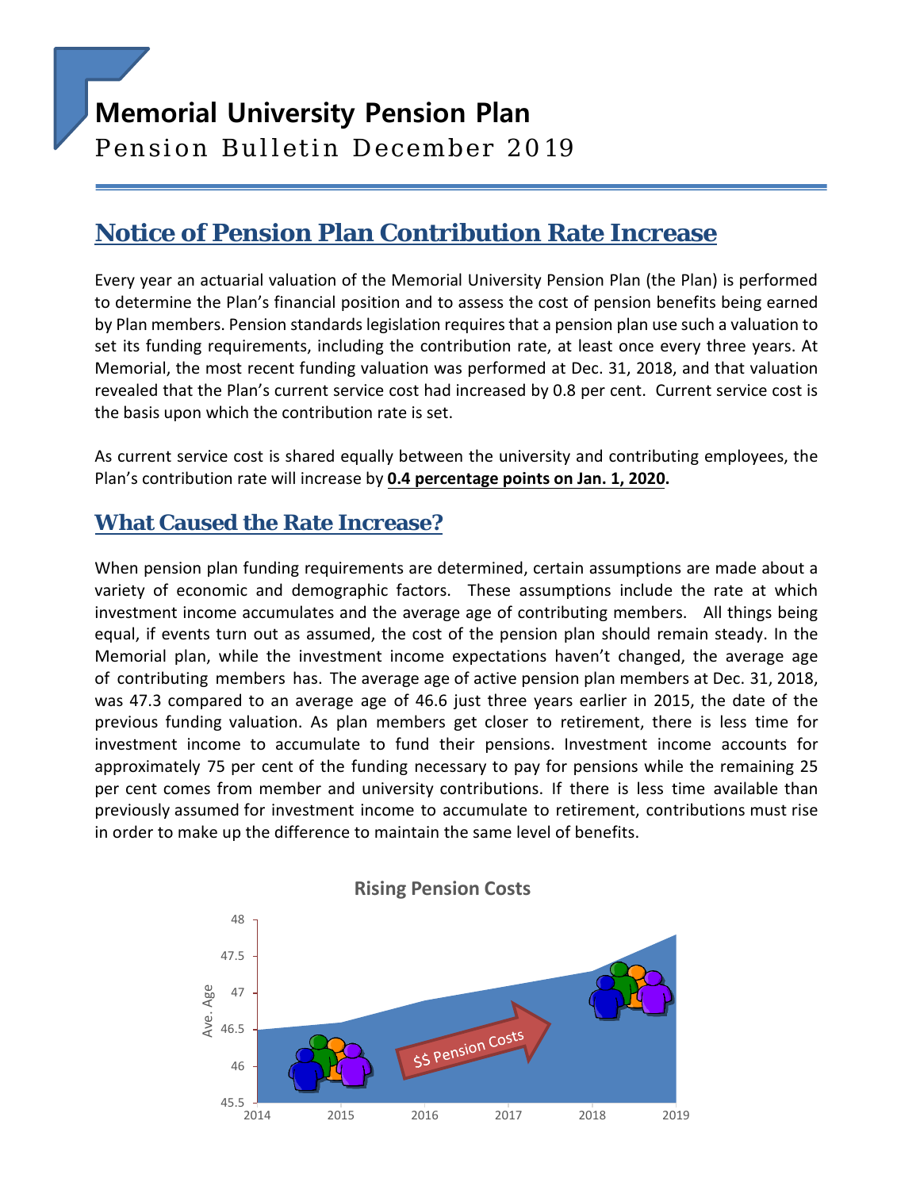# Memorial University Pension Plan

Pension Bulletin December 2019

## Notice of Pension Plan Contribution Rate Increase

Every year an actuarial valuation of the Memorial University Pension Plan (the Plan) is performed to determine the Plan's financial position and to assess the cost of pension benefits being earned by Plan members. Pension standards legislation requires that a pension plan use such a valuation to set its funding requirements, including the contribution rate, at least once every three years. At Memorial, the most recent funding valuation was performed at Dec. 31, 2018, and that valuation revealed that the Plan's current service cost had increased by 0.8 per cent. Current service cost is the basis upon which the contribution rate is set.

As current service cost is shared equally between the university and contributing employees, the Plan's contribution rate will increase by **0.4 percentage points on Jan. 1, 2020.**

## What Caused the Rate Increase?

When pension plan funding requirements are determined, certain assumptions are made about a variety of economic and demographic factors. These assumptions include the rate at which investment income accumulates and the average age of contributing members. All things being equal, if events turn out as assumed, the cost of the pension plan should remain steady. In the Memorial plan, while the investment income expectations haven't changed, the average age of contributing members has. The average age of active pension plan members at Dec. 31, 2018, was 47.3 compared to an average age of 46.6 just three years earlier in 2015, the date of the previous funding valuation. As plan members get closer to retirement, there is less time for investment income to accumulate to fund their pensions. Investment income accounts for approximately 75 per cent of the funding necessary to pay for pensions while the remaining 25 per cent comes from member and university contributions. If there is less time available than previously assumed for investment income to accumulate to retirement, contributions must rise in order to make up the difference to maintain the same level of benefits.

**Rising Pension Costs**

(Chart: Ave. Age by year, 2014–2019, with arrow labelled "$$ Pension Costs")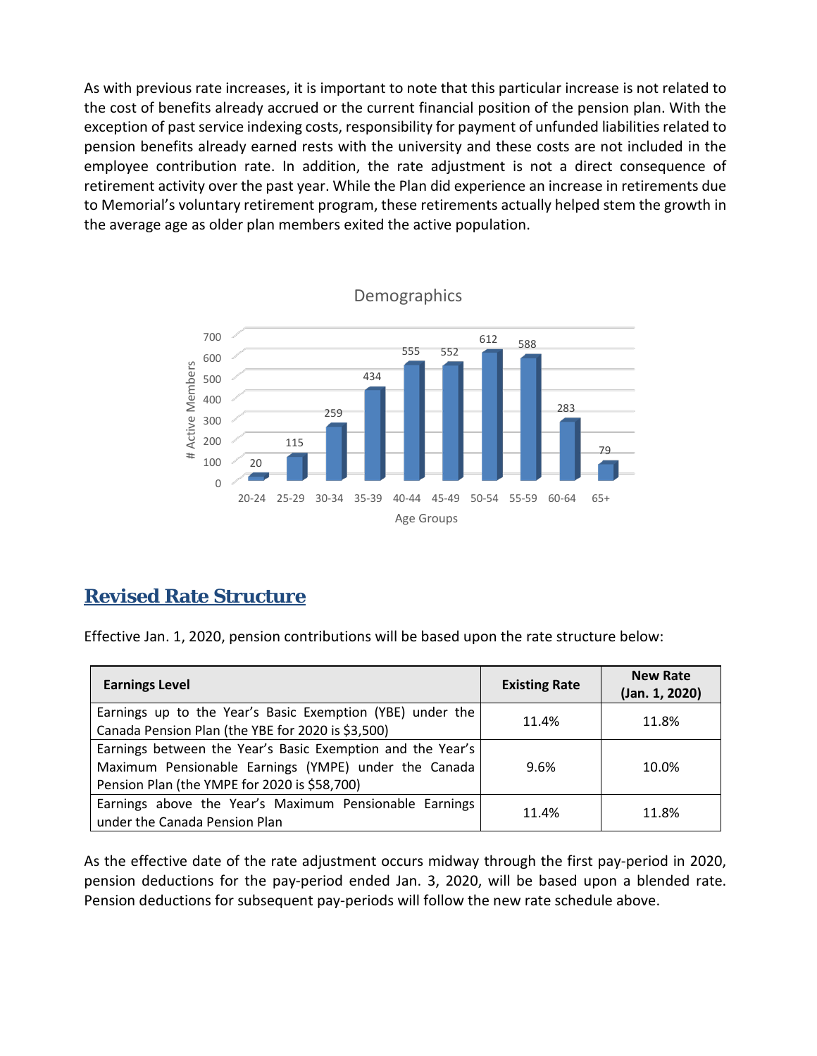As with previous rate increases, it is important to note that this particular increase is not related to the cost of benefits already accrued or the current financial position of the pension plan. With the exception of past service indexing costs, responsibility for payment of unfunded liabilities related to pension benefits already earned rests with the university and these costs are not included in the employee contribution rate. In addition, the rate adjustment is not a direct consequence of retirement activity over the past year. While the Plan did experience an increase in retirements due to Memorial's voluntary retirement program, these retirements actually helped stem the growth in the average age as older plan members exited the active population.

**Demographics**

| Age Groups | # Active Members |
|---|---|
| 20-24 | 20 |
| 25-29 | 115 |
| 30-34 | 259 |
| 35-39 | 434 |
| 40-44 | 555 |
| 45-49 | 552 |
| 50-54 | 612 |
| 55-59 | 588 |
| 60-64 | 283 |
| 65+ | 79 |

## Revised Rate Structure

Effective Jan. 1, 2020, pension contributions will be based upon the rate structure below:

| Earnings Level | Existing Rate | New Rate (Jan. 1, 2020) |
|---|---|---|
| Earnings up to the Year's Basic Exemption (YBE) under the Canada Pension Plan (the YBE for 2020 is $3,500) | 11.4% | 11.8% |
| Earnings between the Year's Basic Exemption and the Year's Maximum Pensionable Earnings (YMPE) under the Canada Pension Plan (the YMPE for 2020 is $58,700) | 9.6% | 10.0% |
| Earnings above the Year's Maximum Pensionable Earnings under the Canada Pension Plan | 11.4% | 11.8% |

As the effective date of the rate adjustment occurs midway through the first pay-period in 2020, pension deductions for the pay-period ended Jan. 3, 2020, will be based upon a blended rate. Pension deductions for subsequent pay-periods will follow the new rate schedule above.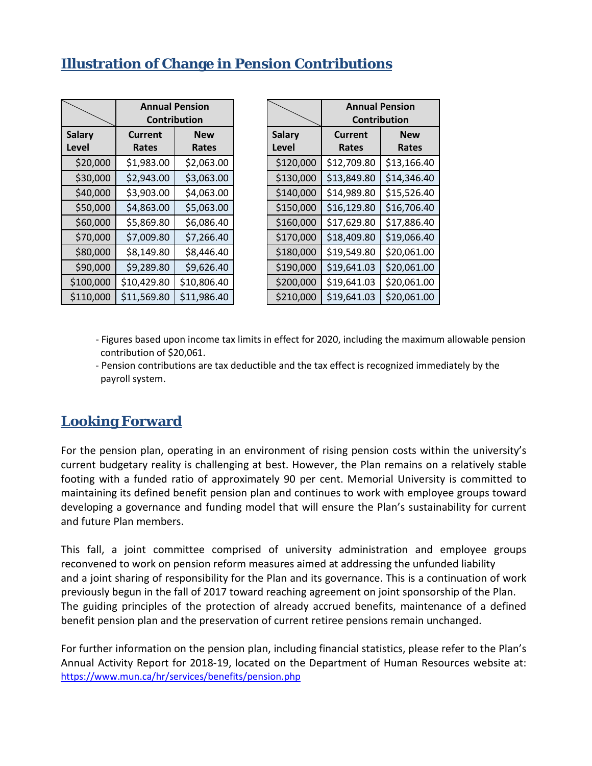## Illustration of Change in Pension Contributions

| | Annual Pension Contribution | |
|---|---|---|
| Salary Level | Current Rates | New Rates |
| $20,000 | $1,983.00 | $2,063.00 |
| $30,000 | $2,943.00 | $3,063.00 |
| $40,000 | $3,903.00 | $4,063.00 |
| $50,000 | $4,863.00 | $5,063.00 |
| $60,000 | $5,869.80 | $6,086.40 |
| $70,000 | $7,009.80 | $7,266.40 |
| $80,000 | $8,149.80 | $8,446.40 |
| $90,000 | $9,289.80 | $9,626.40 |
| $100,000 | $10,429.80 | $10,806.40 |
| $110,000 | $11,569.80 | $11,986.40 |

| | Annual Pension Contribution | |
|---|---|---|
| Salary Level | Current Rates | New Rates |
| $120,000 | $12,709.80 | $13,166.40 |
| $130,000 | $13,849.80 | $14,346.40 |
| $140,000 | $14,989.80 | $15,526.40 |
| $150,000 | $16,129.80 | $16,706.40 |
| $160,000 | $17,629.80 | $17,886.40 |
| $170,000 | $18,409.80 | $19,066.40 |
| $180,000 | $19,549.80 | $20,061.00 |
| $190,000 | $19,641.03 | $20,061.00 |
| $200,000 | $19,641.03 | $20,061.00 |
| $210,000 | $19,641.03 | $20,061.00 |

- Figures based upon income tax limits in effect for 2020, including the maximum allowable pension contribution of $20,061.
- Pension contributions are tax deductible and the tax effect is recognized immediately by the payroll system.

## Looking Forward

For the pension plan, operating in an environment of rising pension costs within the university's current budgetary reality is challenging at best. However, the Plan remains on a relatively stable footing with a funded ratio of approximately 90 per cent. Memorial University is committed to maintaining its defined benefit pension plan and continues to work with employee groups toward developing a governance and funding model that will ensure the Plan's sustainability for current and future Plan members.

This fall, a joint committee comprised of university administration and employee groups reconvened to work on pension reform measures aimed at addressing the unfunded liability and a joint sharing of responsibility for the Plan and its governance. This is a continuation of work previously begun in the fall of 2017 toward reaching agreement on joint sponsorship of the Plan. The guiding principles of the protection of already accrued benefits, maintenance of a defined benefit pension plan and the preservation of current retiree pensions remain unchanged.

For further information on the pension plan, including financial statistics, please refer to the Plan's Annual Activity Report for 2018-19, located on the Department of Human Resources website at: https://www.mun.ca/hr/services/benefits/pension.php